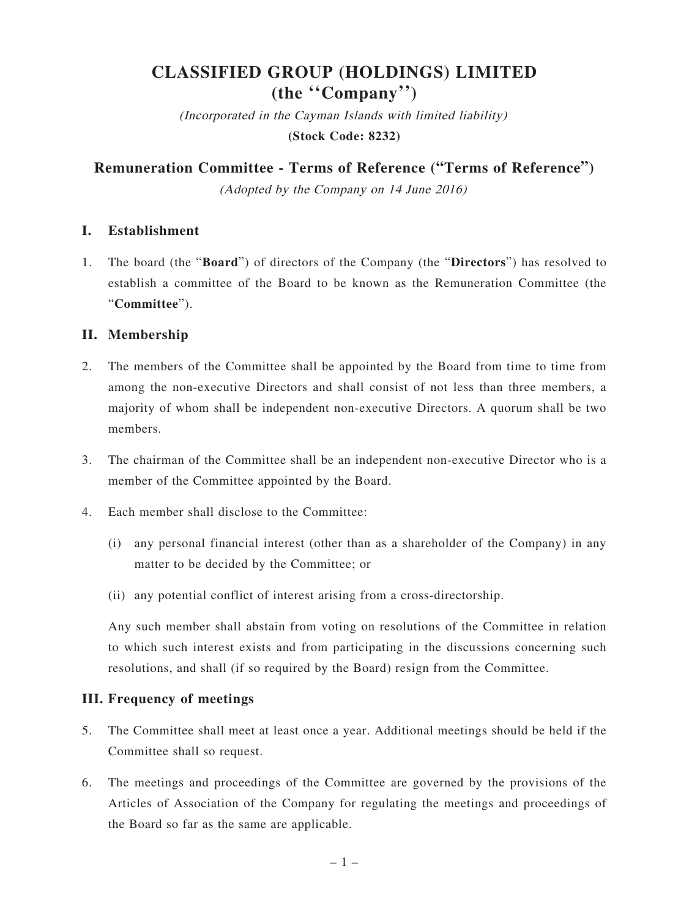# CLASSIFIED GROUP (HOLDINGS) LIMITED
# (the "Company")

*(Incorporated in the Cayman Islands with limited liability)*

**(Stock Code: 8232)**

## Remuneration Committee - Terms of Reference ("Terms of Reference")

*(Adopted by the Company on 14 June 2016)*

### I. Establishment

1. The board (the "**Board**") of directors of the Company (the "**Directors**") has resolved to establish a committee of the Board to be known as the Remuneration Committee (the "**Committee**").

### II. Membership

2. The members of the Committee shall be appointed by the Board from time to time from among the non-executive Directors and shall consist of not less than three members, a majority of whom shall be independent non-executive Directors. A quorum shall be two members.

3. The chairman of the Committee shall be an independent non-executive Director who is a member of the Committee appointed by the Board.

4. Each member shall disclose to the Committee:

   (i) any personal financial interest (other than as a shareholder of the Company) in any matter to be decided by the Committee; or

   (ii) any potential conflict of interest arising from a cross-directorship.

   Any such member shall abstain from voting on resolutions of the Committee in relation to which such interest exists and from participating in the discussions concerning such resolutions, and shall (if so required by the Board) resign from the Committee.

### III. Frequency of meetings

5. The Committee shall meet at least once a year. Additional meetings should be held if the Committee shall so request.

6. The meetings and proceedings of the Committee are governed by the provisions of the Articles of Association of the Company for regulating the meetings and proceedings of the Board so far as the same are applicable.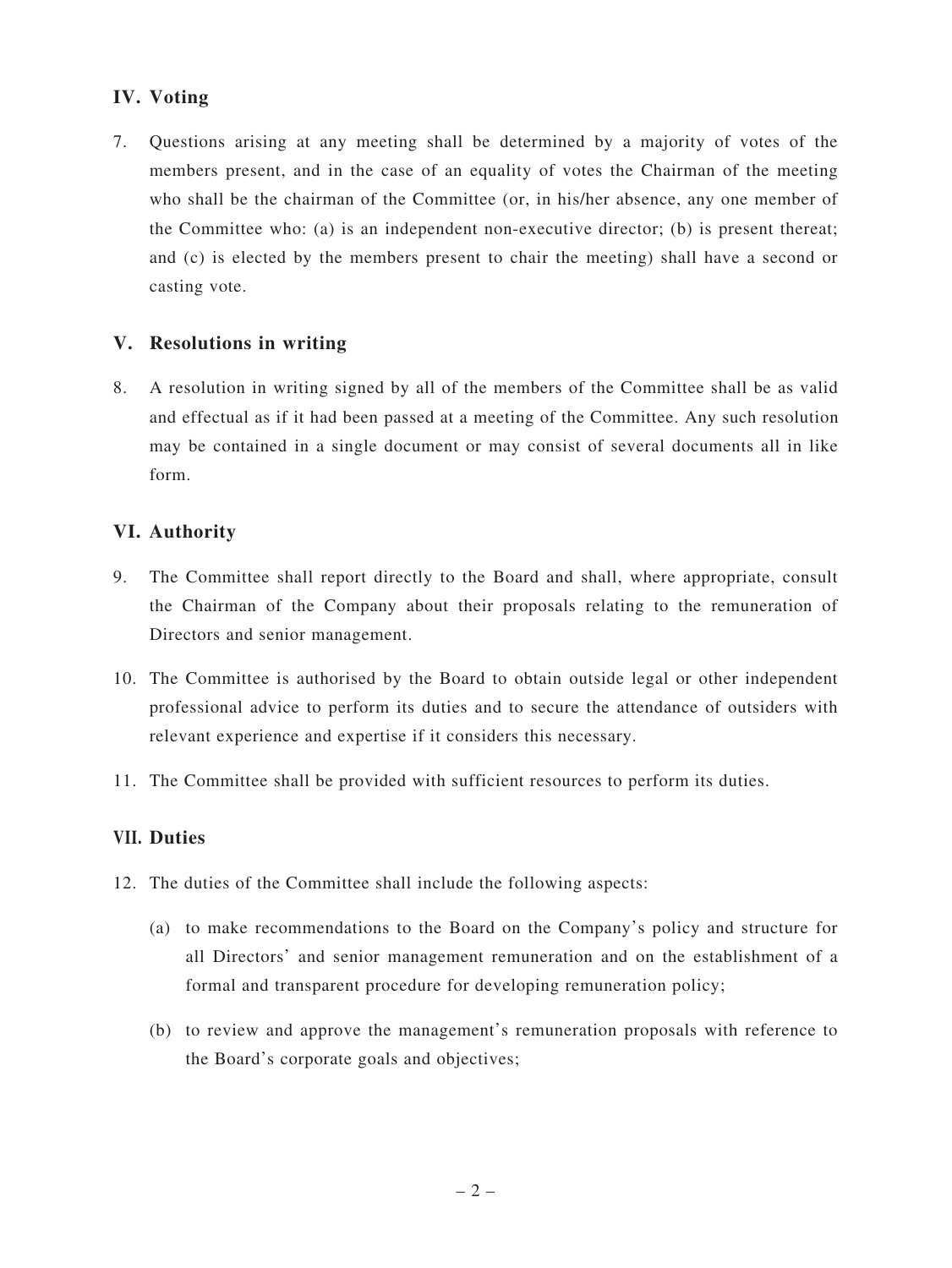## IV. Voting

7. Questions arising at any meeting shall be determined by a majority of votes of the members present, and in the case of an equality of votes the Chairman of the meeting who shall be the chairman of the Committee (or, in his/her absence, any one member of the Committee who: (a) is an independent non-executive director; (b) is present thereat; and (c) is elected by the members present to chair the meeting) shall have a second or casting vote.

## V. Resolutions in writing

8. A resolution in writing signed by all of the members of the Committee shall be as valid and effectual as if it had been passed at a meeting of the Committee. Any such resolution may be contained in a single document or may consist of several documents all in like form.

## VI. Authority

9. The Committee shall report directly to the Board and shall, where appropriate, consult the Chairman of the Company about their proposals relating to the remuneration of Directors and senior management.

10. The Committee is authorised by the Board to obtain outside legal or other independent professional advice to perform its duties and to secure the attendance of outsiders with relevant experience and expertise if it considers this necessary.

11. The Committee shall be provided with sufficient resources to perform its duties.

## VII. Duties

12. The duties of the Committee shall include the following aspects:

    (a) to make recommendations to the Board on the Company's policy and structure for all Directors' and senior management remuneration and on the establishment of a formal and transparent procedure for developing remuneration policy;

    (b) to review and approve the management's remuneration proposals with reference to the Board's corporate goals and objectives;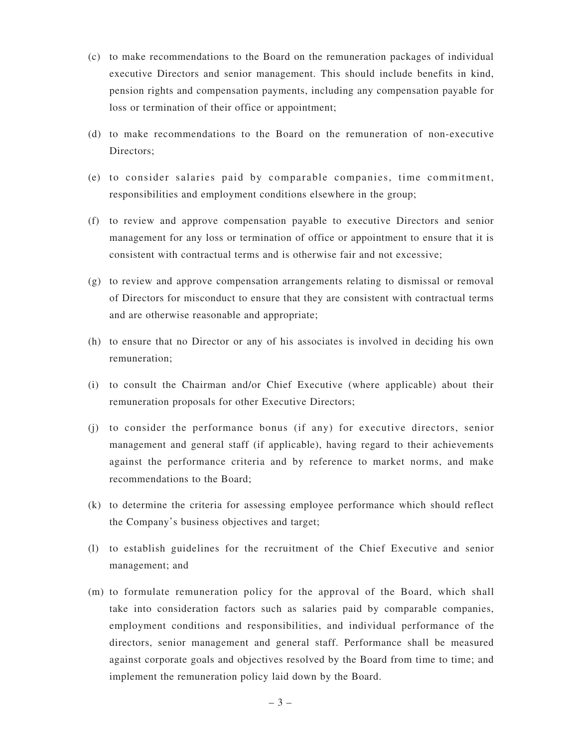(c) to make recommendations to the Board on the remuneration packages of individual executive Directors and senior management. This should include benefits in kind, pension rights and compensation payments, including any compensation payable for loss or termination of their office or appointment;

(d) to make recommendations to the Board on the remuneration of non-executive Directors;

(e) to consider salaries paid by comparable companies, time commitment, responsibilities and employment conditions elsewhere in the group;

(f) to review and approve compensation payable to executive Directors and senior management for any loss or termination of office or appointment to ensure that it is consistent with contractual terms and is otherwise fair and not excessive;

(g) to review and approve compensation arrangements relating to dismissal or removal of Directors for misconduct to ensure that they are consistent with contractual terms and are otherwise reasonable and appropriate;

(h) to ensure that no Director or any of his associates is involved in deciding his own remuneration;

(i) to consult the Chairman and/or Chief Executive (where applicable) about their remuneration proposals for other Executive Directors;

(j) to consider the performance bonus (if any) for executive directors, senior management and general staff (if applicable), having regard to their achievements against the performance criteria and by reference to market norms, and make recommendations to the Board;

(k) to determine the criteria for assessing employee performance which should reflect the Company's business objectives and target;

(l) to establish guidelines for the recruitment of the Chief Executive and senior management; and

(m) to formulate remuneration policy for the approval of the Board, which shall take into consideration factors such as salaries paid by comparable companies, employment conditions and responsibilities, and individual performance of the directors, senior management and general staff. Performance shall be measured against corporate goals and objectives resolved by the Board from time to time; and implement the remuneration policy laid down by the Board.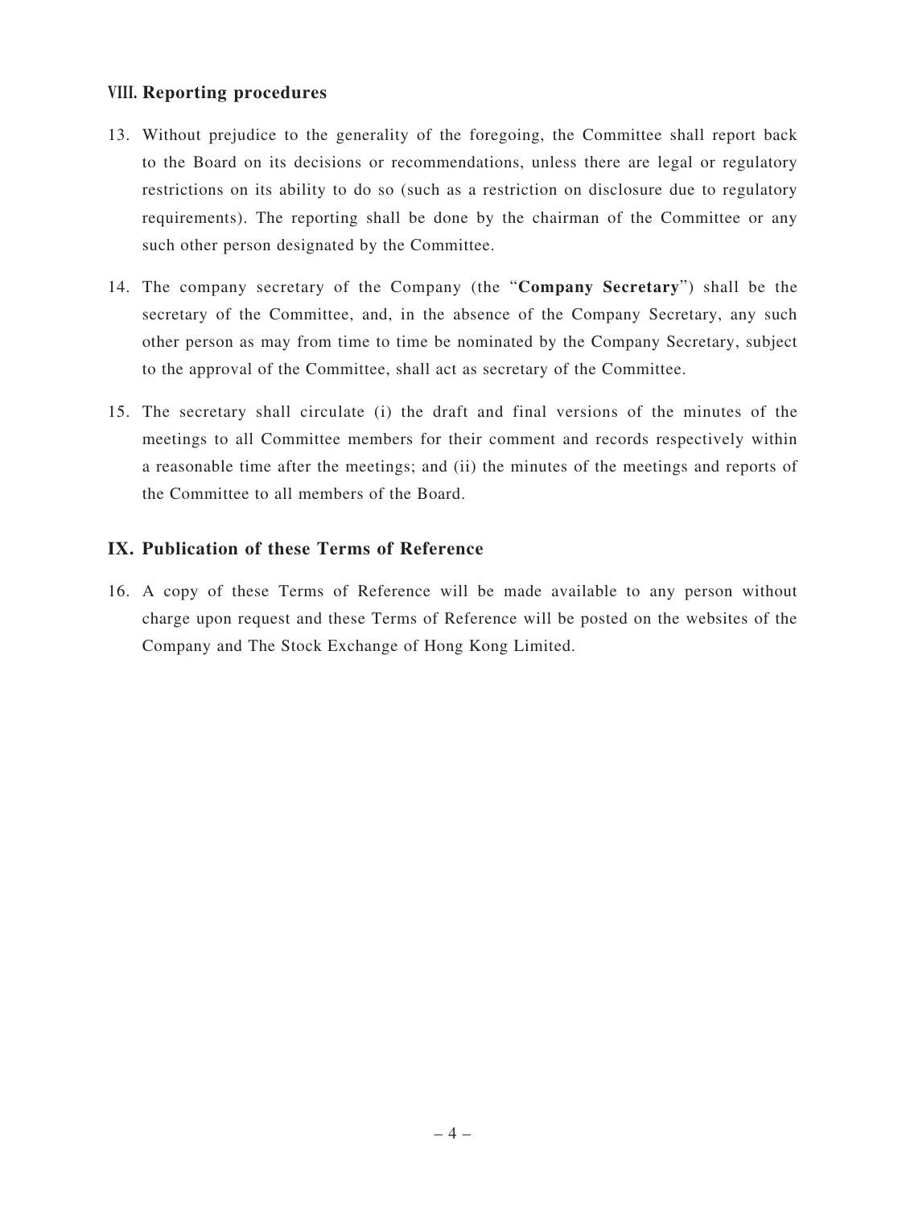## VIII. Reporting procedures

13. Without prejudice to the generality of the foregoing, the Committee shall report back to the Board on its decisions or recommendations, unless there are legal or regulatory restrictions on its ability to do so (such as a restriction on disclosure due to regulatory requirements). The reporting shall be done by the chairman of the Committee or any such other person designated by the Committee.

14. The company secretary of the Company (the "**Company Secretary**") shall be the secretary of the Committee, and, in the absence of the Company Secretary, any such other person as may from time to time be nominated by the Company Secretary, subject to the approval of the Committee, shall act as secretary of the Committee.

15. The secretary shall circulate (i) the draft and final versions of the minutes of the meetings to all Committee members for their comment and records respectively within a reasonable time after the meetings; and (ii) the minutes of the meetings and reports of the Committee to all members of the Board.

## IX. Publication of these Terms of Reference

16. A copy of these Terms of Reference will be made available to any person without charge upon request and these Terms of Reference will be posted on the websites of the Company and The Stock Exchange of Hong Kong Limited.